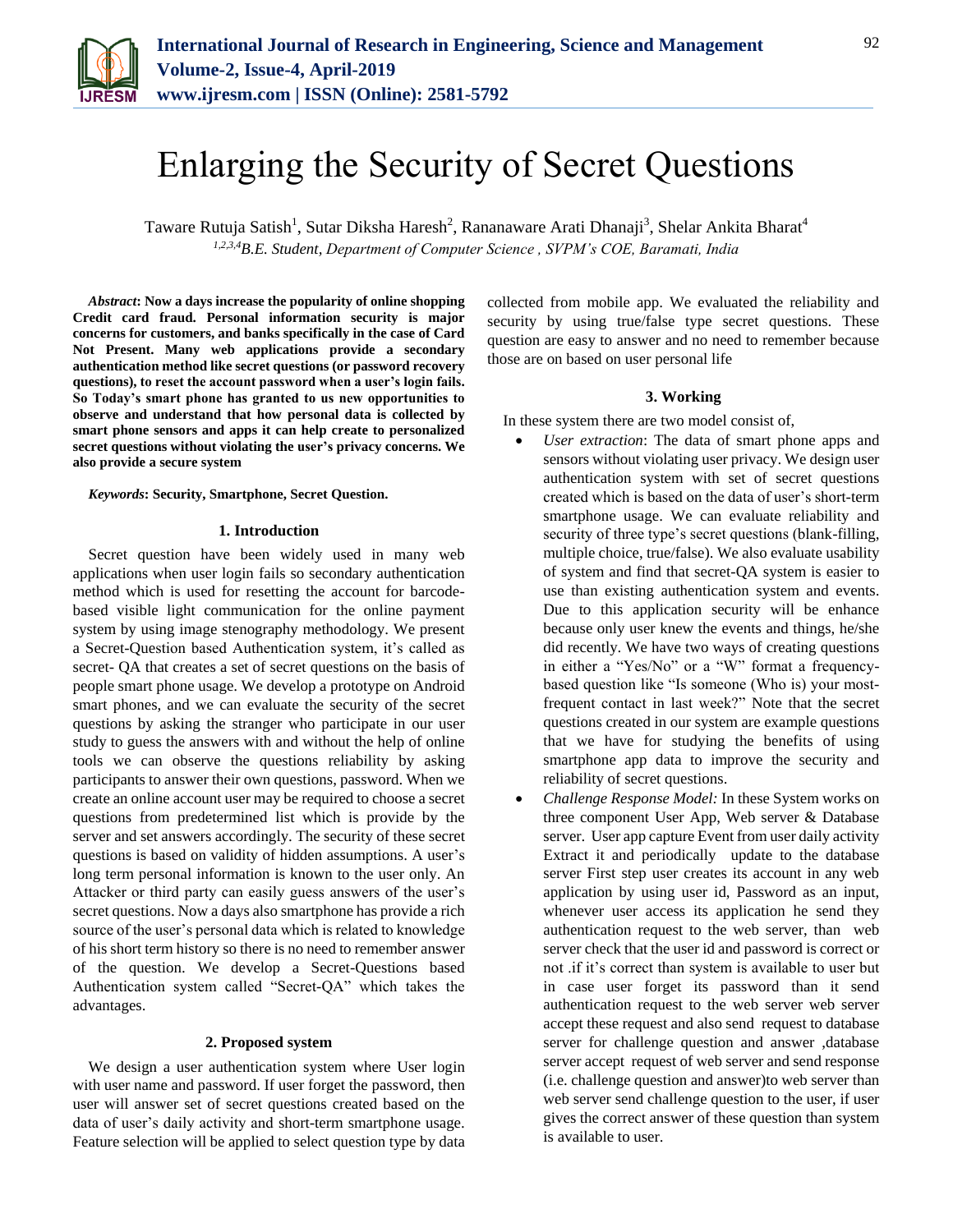# Enlarging the Security of Secret Questions

Taware Rutuja Satish[1], Sutar Diksha Haresh[2], Rananaware Arati Dhanaji[3], Shelar Ankita Bharat[4]

[1,2,3,4]*B.E. Student, Department of Computer Science , SVPM's COE, Baramati, India*

***Abstract*: Now a days increase the popularity of online shopping Credit card fraud. Personal information security is major concerns for customers, and banks specifically in the case of Card Not Present. Many web applications provide a secondary authentication method like secret questions (or password recovery questions), to reset the account password when a user's login fails. So Today's smart phone has granted to us new opportunities to observe and understand that how personal data is collected by smart phone sensors and apps it can help create to personalized secret questions without violating the user's privacy concerns. We also provide a secure system**

***Keywords*: Security, Smartphone, Secret Question.**

## 1. Introduction

Secret question have been widely used in many web applications when user login fails so secondary authentication method which is used for resetting the account for barcode-based visible light communication for the online payment system by using image stenography methodology. We present a Secret-Question based Authentication system, it's called as secret- QA that creates a set of secret questions on the basis of people smart phone usage. We develop a prototype on Android smart phones, and we can evaluate the security of the secret questions by asking the stranger who participate in our user study to guess the answers with and without the help of online tools we can observe the questions reliability by asking participants to answer their own questions, password. When we create an online account user may be required to choose a secret questions from predetermined list which is provide by the server and set answers accordingly. The security of these secret questions is based on validity of hidden assumptions. A user's long term personal information is known to the user only. An Attacker or third party can easily guess answers of the user's secret questions. Now a days also smartphone has provide a rich source of the user's personal data which is related to knowledge of his short term history so there is no need to remember answer of the question. We develop a Secret-Questions based Authentication system called "Secret-QA" which takes the advantages.

## 2. Proposed system

We design a user authentication system where User login with user name and password. If user forget the password, then user will answer set of secret questions created based on the data of user's daily activity and short-term smartphone usage. Feature selection will be applied to select question type by data collected from mobile app. We evaluated the reliability and security by using true/false type secret questions. These question are easy to answer and no need to remember because those are on based on user personal life

## 3. Working

In these system there are two model consist of,

- *User extraction*: The data of smart phone apps and sensors without violating user privacy. We design user authentication system with set of secret questions created which is based on the data of user's short-term smartphone usage. We can evaluate reliability and security of three type's secret questions (blank-filling, multiple choice, true/false). We also evaluate usability of system and find that secret-QA system is easier to use than existing authentication system and events. Due to this application security will be enhance because only user knew the events and things, he/she did recently. We have two ways of creating questions in either a "Yes/No" or a "W" format a frequency-based question like "Is someone (Who is) your most-frequent contact in last week?" Note that the secret questions created in our system are example questions that we have for studying the benefits of using smartphone data to improve the security and reliability of secret questions.
- *Challenge Response Model:* In these System works on three component User App, Web server & Database server. User app capture Event from user daily activity Extract it and periodically update to the database server First step user creates its account in any web application by using user id, Password as an input, whenever user access its application he send they authentication request to the web server, than web server check that the user id and password is correct or not .if it's correct than system is available to user but in case user forget its password than it send authentication request to the web server web server accept these request and also send request to database server for challenge question and answer ,database server accept request of web server and send response (i.e. challenge question and answer)to web server than web server send challenge question to the user, if user gives the correct answer of these question than system is available to user.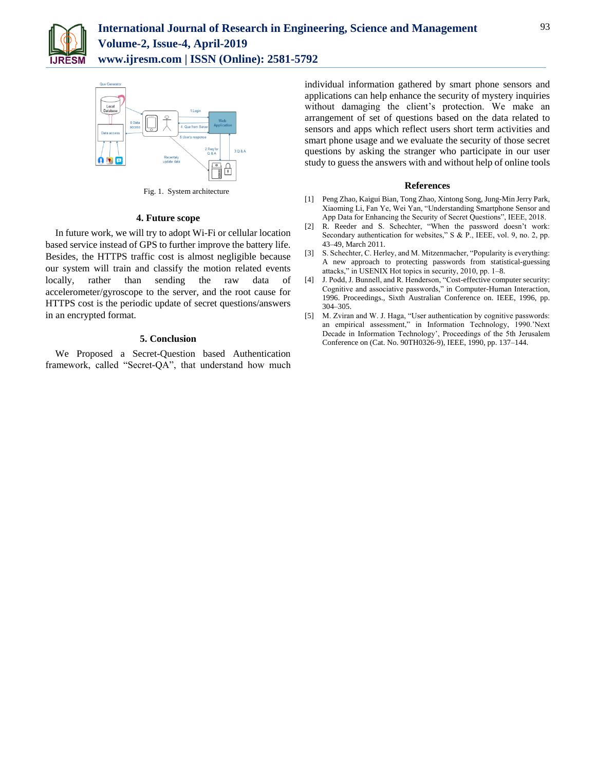Que Generator

Local Database

Data access

6.Data access

1.Login

4. Que from Server

Web Application

5.User's response

2.Req for Q & A

3.Q & A

Recently update data

Fig. 1. System architecture

## 4. Future scope

In future work, we will try to adopt Wi-Fi or cellular location based service instead of GPS to further improve the battery life. Besides, the HTTPS traffic cost is almost negligible because our system will train and classify the motion related events locally, rather than sending the raw data of accelerometer/gyroscope to the server, and the root cause for HTTPS cost is the periodic update of secret questions/answers in an encrypted format.

## 5. Conclusion

We Proposed a Secret-Question based Authentication framework, called "Secret-QA", that understand how much individual information gathered by smart phone sensors and applications can help enhance the security of mystery inquiries without damaging the client's protection. We make an arrangement of set of questions based on the data related to sensors and apps which reflect users short term activities and smart phone usage and we evaluate the security of those secret questions by asking the stranger who participate in our user study to guess the answers with and without help of online tools

## References

[1] Peng Zhao, Kaigui Bian, Tong Zhao, Xintong Song, Jung-Min Jerry Park, Xiaoming Li, Fan Ye, Wei Yan, "Understanding Smartphone Sensor and App Data for Enhancing the Security of Secret Questions", IEEE, 2018.

[2] R. Reeder and S. Schechter, "When the password doesn't work: Secondary authentication for websites," S & P., IEEE, vol. 9, no. 2, pp. 43–49, March 2011.

[3] S. Schechter, C. Herley, and M. Mitzenmacher, "Popularity is everything: A new approach to protecting passwords from statistical-guessing attacks," in USENIX Hot topics in security, 2010, pp. 1–8.

[4] J. Podd, J. Bunnell, and R. Henderson, "Cost-effective computer security: Cognitive and associative passwords," in Computer-Human Interaction, 1996. Proceedings., Sixth Australian Conference on. IEEE, 1996, pp. 304–305.

[5] M. Zviran and W. J. Haga, "User authentication by cognitive passwords: an empirical assessment," in Information Technology, 1990.'Next Decade in Information Technology', Proceedings of the 5th Jerusalem Conference on (Cat. No. 90TH0326-9), IEEE, 1990, pp. 137–144.